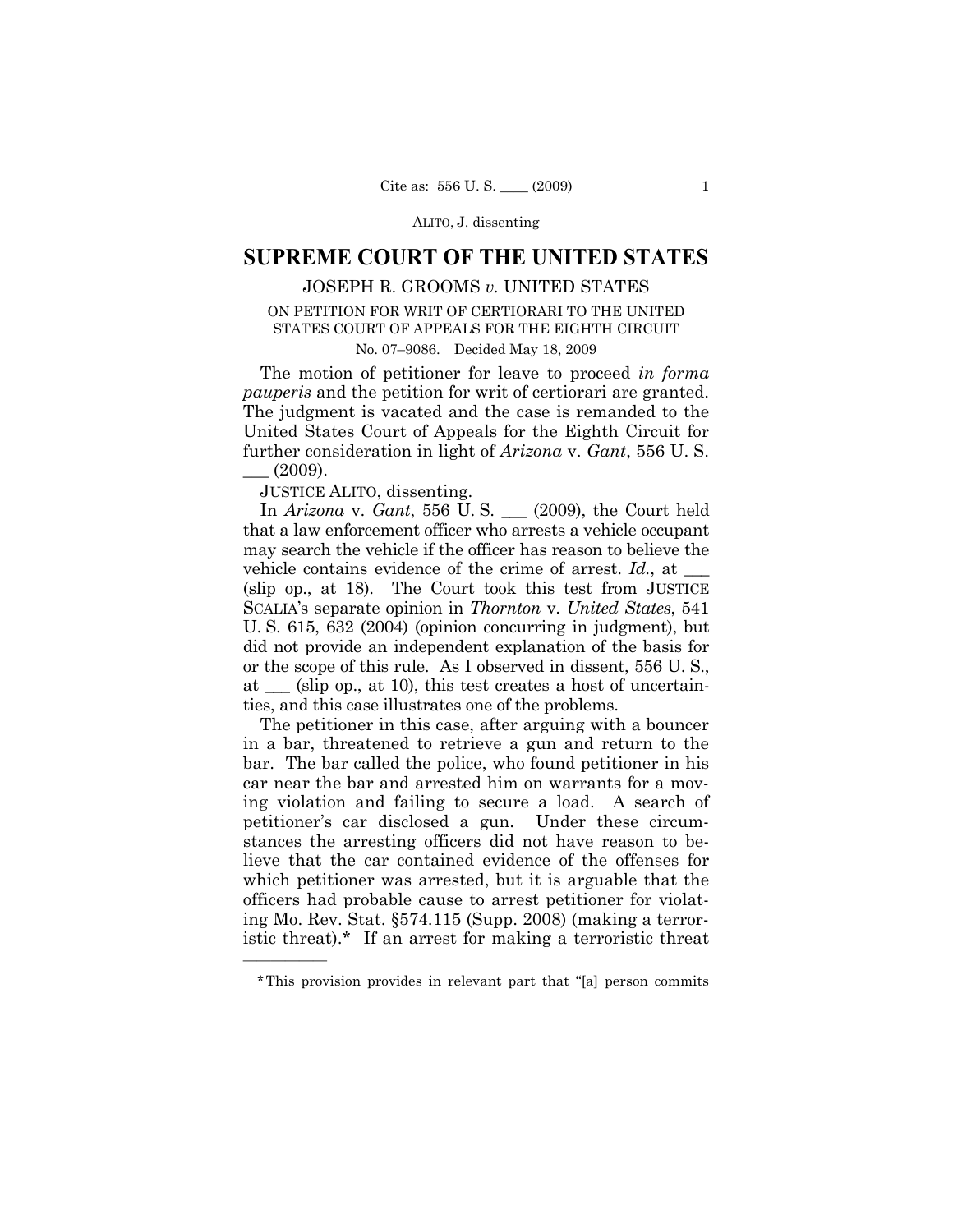# SUPREME COURT OF THE UNITED STATES

JOSEPH R. GROOMS *v.* UNITED STATES

ON PETITION FOR WRIT OF CERTIORARI TO THE UNITED STATES COURT OF APPEALS FOR THE EIGHTH CIRCUIT

No. 07–9086. Decided May 18, 2009

The motion of petitioner for leave to proceed *in forma pauperis* and the petition for writ of certiorari are granted. The judgment is vacated and the case is remanded to the United States Court of Appeals for the Eighth Circuit for further consideration in light of *Arizona* v. *Gant*, 556 U. S. ___ (2009).

JUSTICE ALITO, dissenting.

In *Arizona* v. *Gant*, 556 U. S. ___ (2009), the Court held that a law enforcement officer who arrests a vehicle occupant may search the vehicle if the officer has reason to believe the vehicle contains evidence of the crime of arrest. *Id.*, at ___ (slip op., at 18). The Court took this test from JUSTICE SCALIA's separate opinion in *Thornton* v. *United States*, 541 U. S. 615, 632 (2004) (opinion concurring in judgment), but did not provide an independent explanation of the basis for or the scope of this rule. As I observed in dissent, 556 U. S., at ___ (slip op., at 10), this test creates a host of uncertainties, and this case illustrates one of the problems.

The petitioner in this case, after arguing with a bouncer in a bar, threatened to retrieve a gun and return to the bar. The bar called the police, who found petitioner in his car near the bar and arrested him on warrants for a moving violation and failing to secure a load. A search of petitioner's car disclosed a gun. Under these circumstances the arresting officers did not have reason to believe that the car contained evidence of the offenses for which petitioner was arrested, but it is arguable that the officers had probable cause to arrest petitioner for violating Mo. Rev. Stat. §574.115 (Supp. 2008) (making a terroristic threat).* If an arrest for making a terroristic threat

---

*This provision provides in relevant part that "[a] person commits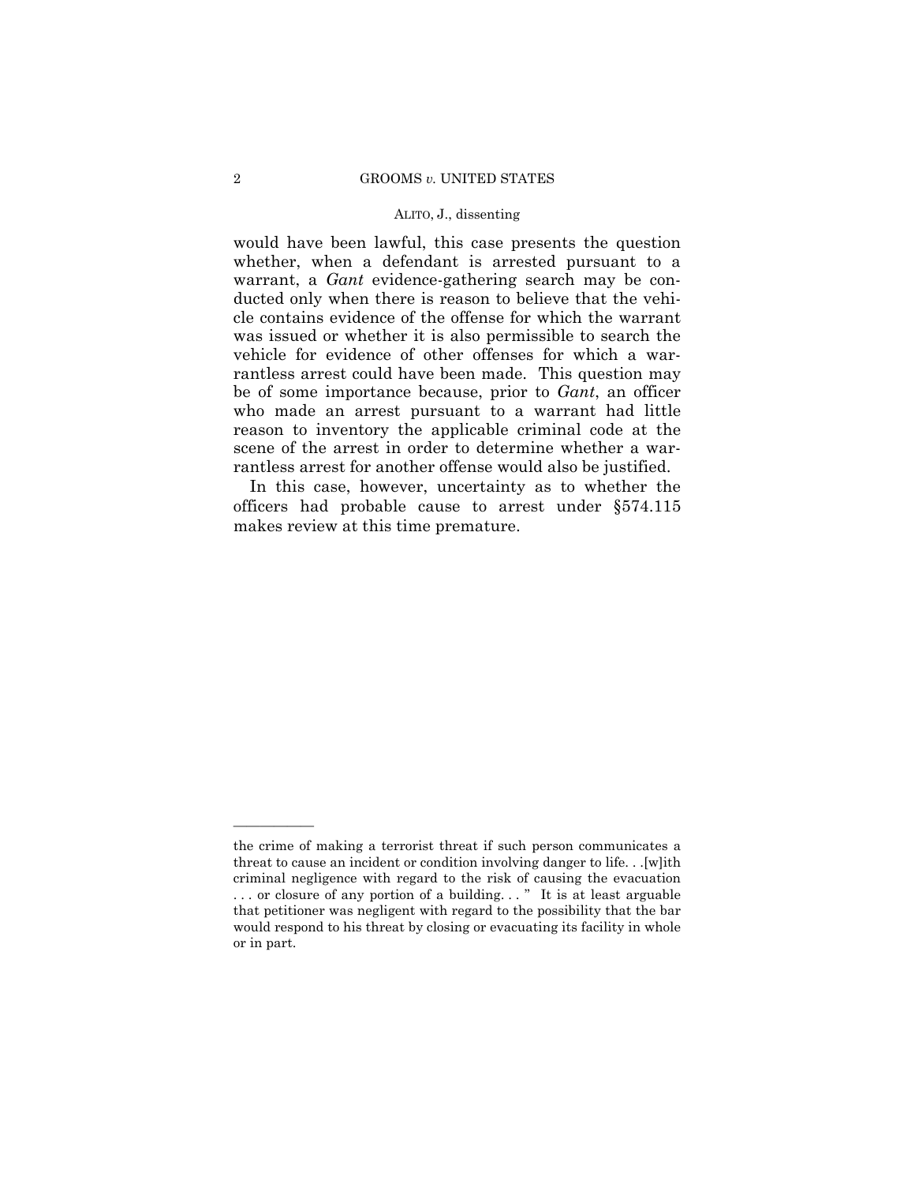would have been lawful, this case presents the question whether, when a defendant is arrested pursuant to a warrant, a *Gant* evidence-gathering search may be conducted only when there is reason to believe that the vehicle contains evidence of the offense for which the warrant was issued or whether it is also permissible to search the vehicle for evidence of other offenses for which a warrantless arrest could have been made. This question may be of some importance because, prior to *Gant*, an officer who made an arrest pursuant to a warrant had little reason to inventory the applicable criminal code at the scene of the arrest in order to determine whether a warrantless arrest for another offense would also be justified.

In this case, however, uncertainty as to whether the officers had probable cause to arrest under §574.115 makes review at this time premature.

---

the crime of making a terrorist threat if such person communicates a threat to cause an incident or condition involving danger to life. . .[w]ith criminal negligence with regard to the risk of causing the evacuation . . . or closure of any portion of a building. . . " It is at least arguable that petitioner was negligent with regard to the possibility that the bar would respond to his threat by closing or evacuating its facility in whole or in part.